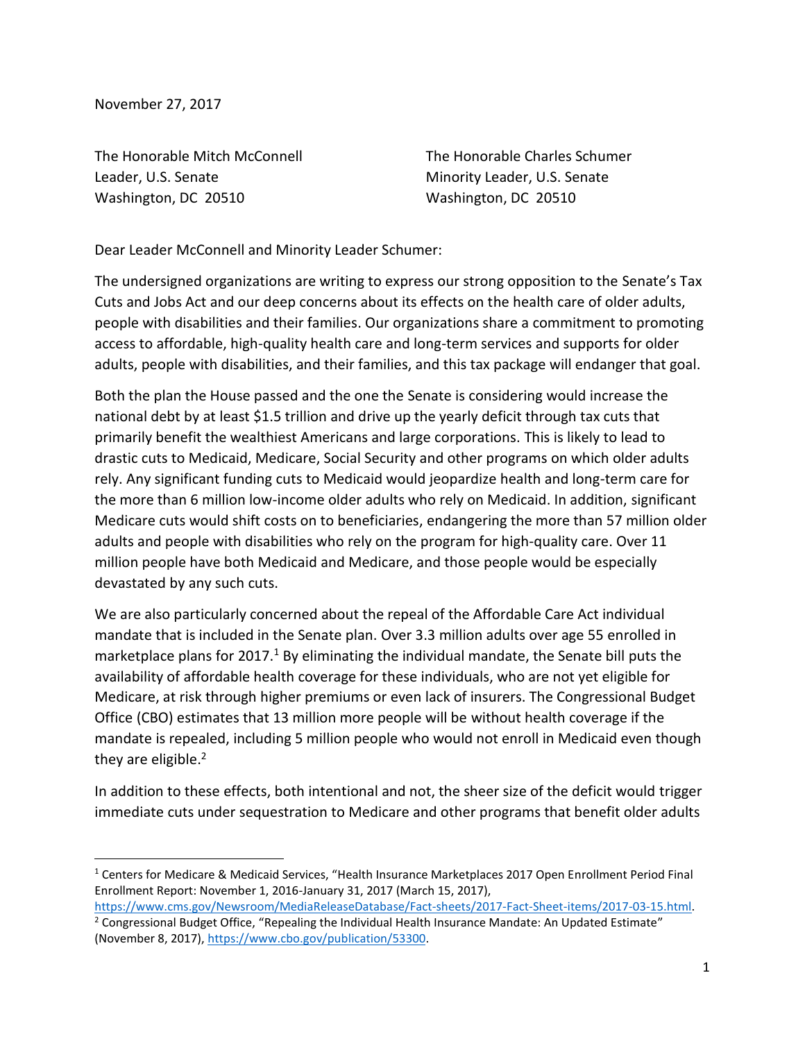November 27, 2017

The Honorable Mitch McConnell
Leader, U.S. Senate
Washington, DC 20510

The Honorable Charles Schumer
Minority Leader, U.S. Senate
Washington, DC 20510

Dear Leader McConnell and Minority Leader Schumer:

The undersigned organizations are writing to express our strong opposition to the Senate's Tax Cuts and Jobs Act and our deep concerns about its effects on the health care of older adults, people with disabilities and their families. Our organizations share a commitment to promoting access to affordable, high-quality health care and long-term services and supports for older adults, people with disabilities, and their families, and this tax package will endanger that goal.

Both the plan the House passed and the one the Senate is considering would increase the national debt by at least $1.5 trillion and drive up the yearly deficit through tax cuts that primarily benefit the wealthiest Americans and large corporations. This is likely to lead to drastic cuts to Medicaid, Medicare, Social Security and other programs on which older adults rely. Any significant funding cuts to Medicaid would jeopardize health and long-term care for the more than 6 million low-income older adults who rely on Medicaid. In addition, significant Medicare cuts would shift costs on to beneficiaries, endangering the more than 57 million older adults and people with disabilities who rely on the program for high-quality care. Over 11 million people have both Medicaid and Medicare, and those people would be especially devastated by any such cuts.

We are also particularly concerned about the repeal of the Affordable Care Act individual mandate that is included in the Senate plan. Over 3.3 million adults over age 55 enrolled in marketplace plans for 2017.[1] By eliminating the individual mandate, the Senate bill puts the availability of affordable health coverage for these individuals, who are not yet eligible for Medicare, at risk through higher premiums or even lack of insurers. The Congressional Budget Office (CBO) estimates that 13 million more people will be without health coverage if the mandate is repealed, including 5 million people who would not enroll in Medicaid even though they are eligible.[2]

In addition to these effects, both intentional and not, the sheer size of the deficit would trigger immediate cuts under sequestration to Medicare and other programs that benefit older adults

---

[1] Centers for Medicare & Medicaid Services, "Health Insurance Marketplaces 2017 Open Enrollment Period Final Enrollment Report: November 1, 2016-January 31, 2017 (March 15, 2017), https://www.cms.gov/Newsroom/MediaReleaseDatabase/Fact-sheets/2017-Fact-Sheet-items/2017-03-15.html.

[2] Congressional Budget Office, "Repealing the Individual Health Insurance Mandate: An Updated Estimate" (November 8, 2017), https://www.cbo.gov/publication/53300.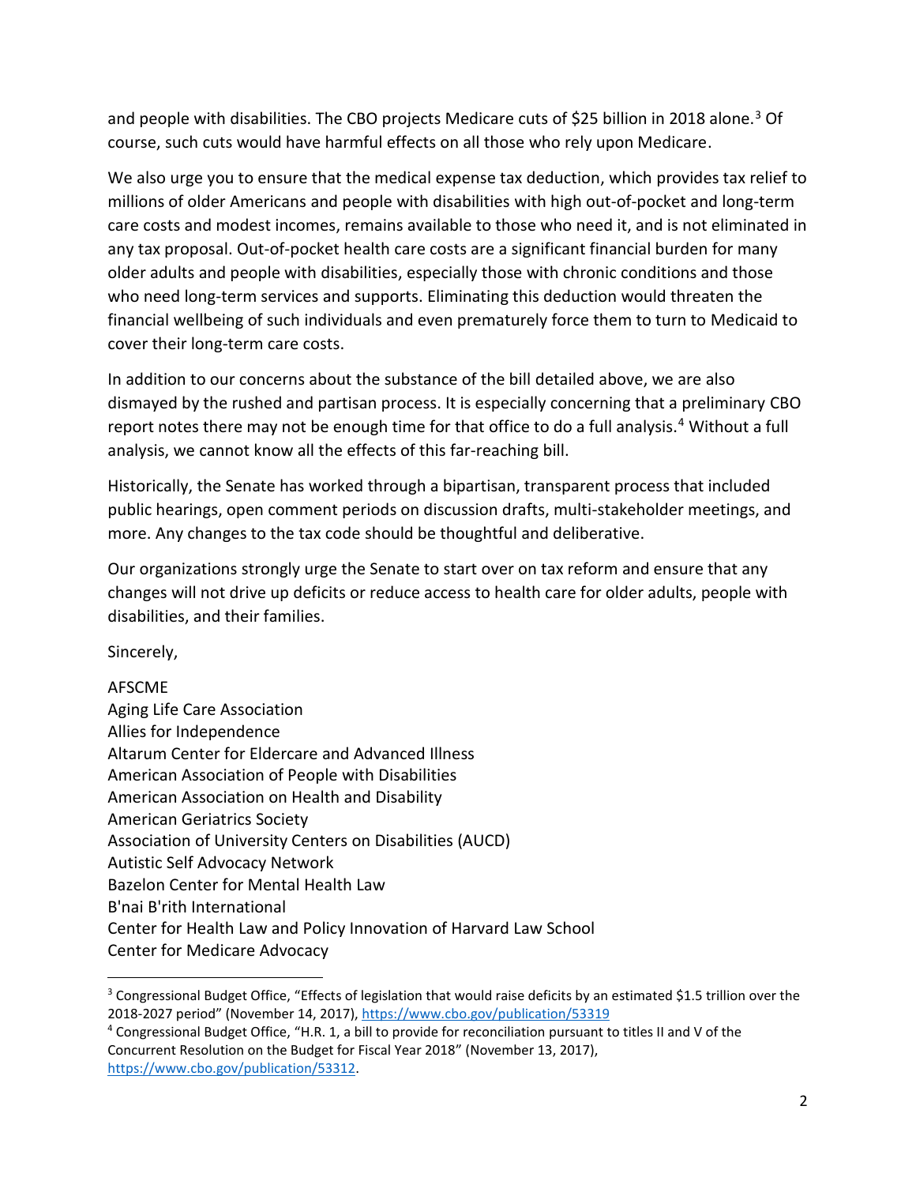and people with disabilities. The CBO projects Medicare cuts of $25 billion in 2018 alone.[3] Of course, such cuts would have harmful effects on all those who rely upon Medicare.

We also urge you to ensure that the medical expense tax deduction, which provides tax relief to millions of older Americans and people with disabilities with high out-of-pocket and long-term care costs and modest incomes, remains available to those who need it, and is not eliminated in any tax proposal. Out-of-pocket health care costs are a significant financial burden for many older adults and people with disabilities, especially those with chronic conditions and those who need long-term services and supports. Eliminating this deduction would threaten the financial wellbeing of such individuals and even prematurely force them to turn to Medicaid to cover their long-term care costs.

In addition to our concerns about the substance of the bill detailed above, we are also dismayed by the rushed and partisan process. It is especially concerning that a preliminary CBO report notes there may not be enough time for that office to do a full analysis.[4] Without a full analysis, we cannot know all the effects of this far-reaching bill.

Historically, the Senate has worked through a bipartisan, transparent process that included public hearings, open comment periods on discussion drafts, multi-stakeholder meetings, and more. Any changes to the tax code should be thoughtful and deliberative.

Our organizations strongly urge the Senate to start over on tax reform and ensure that any changes will not drive up deficits or reduce access to health care for older adults, people with disabilities, and their families.

Sincerely,

AFSCME
Aging Life Care Association
Allies for Independence
Altarum Center for Eldercare and Advanced Illness
American Association of People with Disabilities
American Association on Health and Disability
American Geriatrics Society
Association of University Centers on Disabilities (AUCD)
Autistic Self Advocacy Network
Bazelon Center for Mental Health Law
B'nai B'rith International
Center for Health Law and Policy Innovation of Harvard Law School
Center for Medicare Advocacy

---

[3] Congressional Budget Office, "Effects of legislation that would raise deficits by an estimated $1.5 trillion over the 2018-2027 period" (November 14, 2017), https://www.cbo.gov/publication/53319

[4] Congressional Budget Office, "H.R. 1, a bill to provide for reconciliation pursuant to titles II and V of the Concurrent Resolution on the Budget for Fiscal Year 2018" (November 13, 2017), https://www.cbo.gov/publication/53312.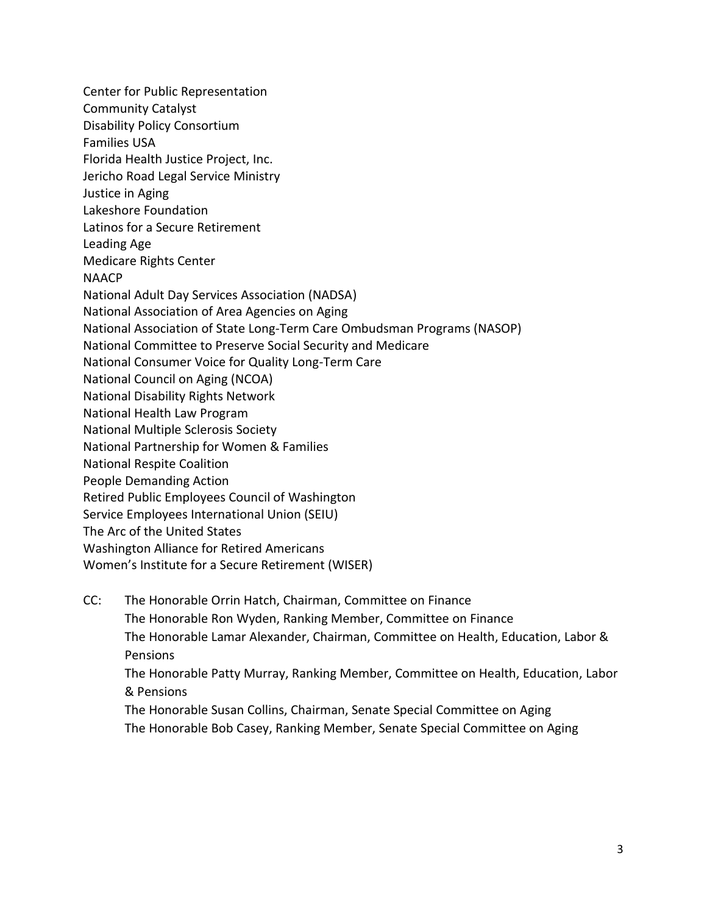Center for Public Representation
Community Catalyst
Disability Policy Consortium
Families USA
Florida Health Justice Project, Inc.
Jericho Road Legal Service Ministry
Justice in Aging
Lakeshore Foundation
Latinos for a Secure Retirement
Leading Age
Medicare Rights Center
NAACP
National Adult Day Services Association (NADSA)
National Association of Area Agencies on Aging
National Association of State Long-Term Care Ombudsman Programs (NASOP)
National Committee to Preserve Social Security and Medicare
National Consumer Voice for Quality Long-Term Care
National Council on Aging (NCOA)
National Disability Rights Network
National Health Law Program
National Multiple Sclerosis Society
National Partnership for Women & Families
National Respite Coalition
People Demanding Action
Retired Public Employees Council of Washington
Service Employees International Union (SEIU)
The Arc of the United States
Washington Alliance for Retired Americans
Women's Institute for a Secure Retirement (WISER)

CC: The Honorable Orrin Hatch, Chairman, Committee on Finance
The Honorable Ron Wyden, Ranking Member, Committee on Finance
The Honorable Lamar Alexander, Chairman, Committee on Health, Education, Labor & Pensions
The Honorable Patty Murray, Ranking Member, Committee on Health, Education, Labor & Pensions
The Honorable Susan Collins, Chairman, Senate Special Committee on Aging
The Honorable Bob Casey, Ranking Member, Senate Special Committee on Aging